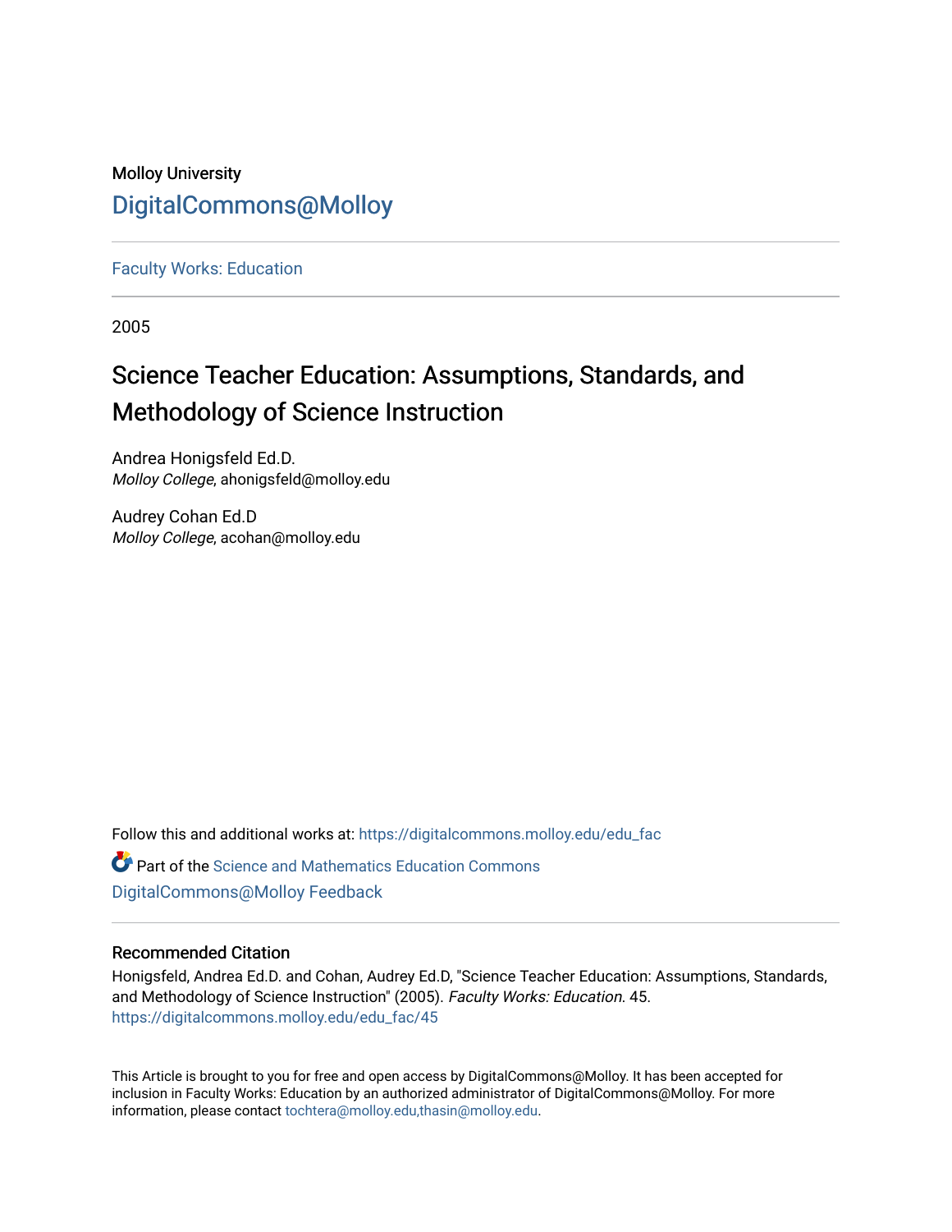Molloy University

DigitalCommons@Molloy

Faculty Works: Education

2005

# Science Teacher Education: Assumptions, Standards, and Methodology of Science Instruction

Andrea Honigsfeld Ed.D.
*Molloy College*, ahonigsfeld@molloy.edu

Audrey Cohan Ed.D
*Molloy College*, acohan@molloy.edu

Follow this and additional works at: https://digitalcommons.molloy.edu/edu_fac

Part of the Science and Mathematics Education Commons

DigitalCommons@Molloy Feedback

## Recommended Citation

Honigsfeld, Andrea Ed.D. and Cohan, Audrey Ed.D, "Science Teacher Education: Assumptions, Standards, and Methodology of Science Instruction" (2005). *Faculty Works: Education*. 45.
https://digitalcommons.molloy.edu/edu_fac/45

This Article is brought to you for free and open access by DigitalCommons@Molloy. It has been accepted for inclusion in Faculty Works: Education by an authorized administrator of DigitalCommons@Molloy. For more information, please contact tochtera@molloy.edu,thasin@molloy.edu.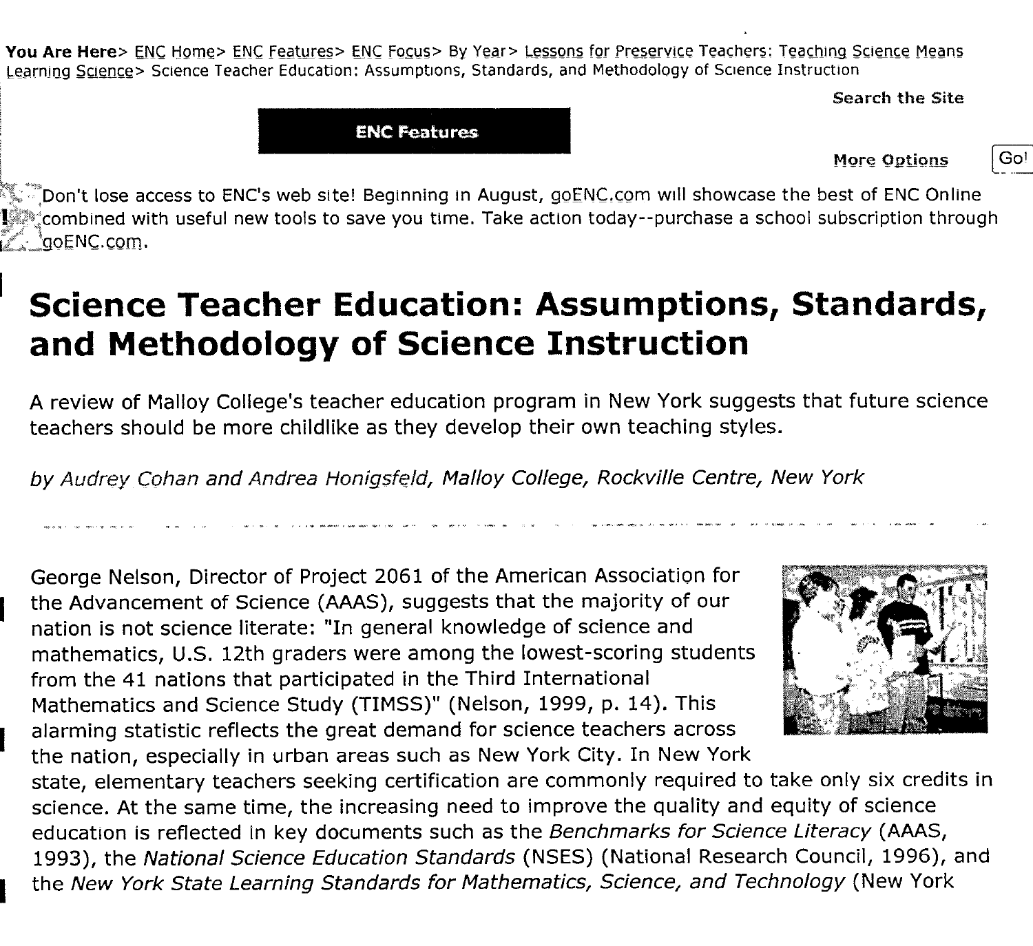You Are Here> ENC Home> ENC Features> ENC Focus> By Year> Lessons for Preservice Teachers: Teaching Science Means Learning Science> Science Teacher Education: Assumptions, Standards, and Methodology of Science Instruction

Search the Site

**ENC Features**

More Options Go!

Don't lose access to ENC's web site! Beginning in August, goENC.com will showcase the best of ENC Online combined with useful new tools to save you time. Take action today--purchase a school subscription through goENC.com.

# Science Teacher Education: Assumptions, Standards, and Methodology of Science Instruction

A review of Malloy College's teacher education program in New York suggests that future science teachers should be more childlike as they develop their own teaching styles.

*by Audrey Cohan and Andrea Honigsfeld, Malloy College, Rockville Centre, New York*

---

George Nelson, Director of Project 2061 of the American Association for the Advancement of Science (AAAS), suggests that the majority of our nation is not science literate: "In general knowledge of science and mathematics, U.S. 12th graders were among the lowest-scoring students from the 41 nations that participated in the Third International Mathematics and Science Study (TIMSS)" (Nelson, 1999, p. 14). This alarming statistic reflects the great demand for science teachers across the nation, especially in urban areas such as New York City. In New York state, elementary teachers seeking certification are commonly required to take only six credits in science. At the same time, the increasing need to improve the quality and equity of science education is reflected in key documents such as the *Benchmarks for Science Literacy* (AAAS, 1993), the *National Science Education Standards* (NSES) (National Research Council, 1996), and the *New York State Learning Standards for Mathematics, Science, and Technology* (New York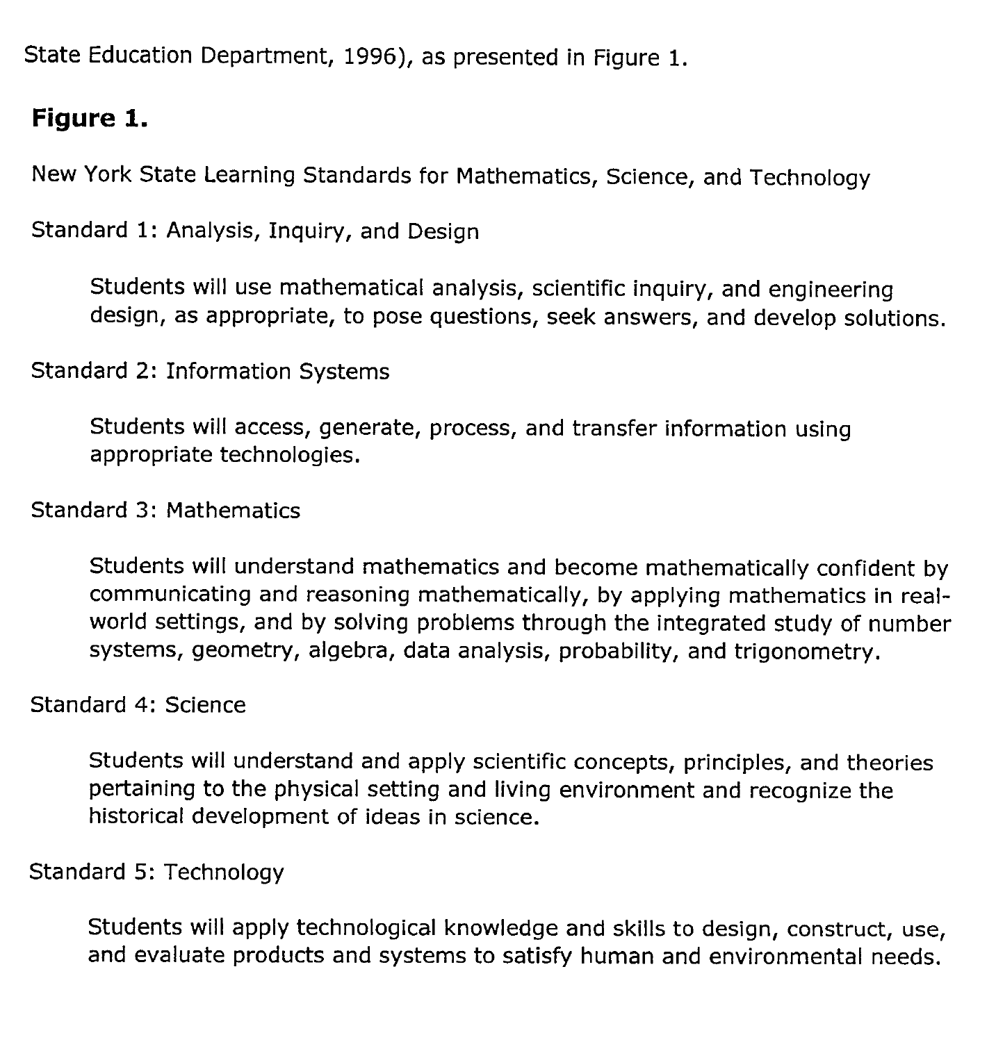State Education Department, 1996), as presented in Figure 1.

**Figure 1.**

New York State Learning Standards for Mathematics, Science, and Technology

Standard 1: Analysis, Inquiry, and Design

> Students will use mathematical analysis, scientific inquiry, and engineering design, as appropriate, to pose questions, seek answers, and develop solutions.

Standard 2: Information Systems

> Students will access, generate, process, and transfer information using appropriate technologies.

Standard 3: Mathematics

> Students will understand mathematics and become mathematically confident by communicating and reasoning mathematically, by applying mathematics in real-world settings, and by solving problems through the integrated study of number systems, geometry, algebra, data analysis, probability, and trigonometry.

Standard 4: Science

> Students will understand and apply scientific concepts, principles, and theories pertaining to the physical setting and living environment and recognize the historical development of ideas in science.

Standard 5: Technology

> Students will apply technological knowledge and skills to design, construct, use, and evaluate products and systems to satisfy human and environmental needs.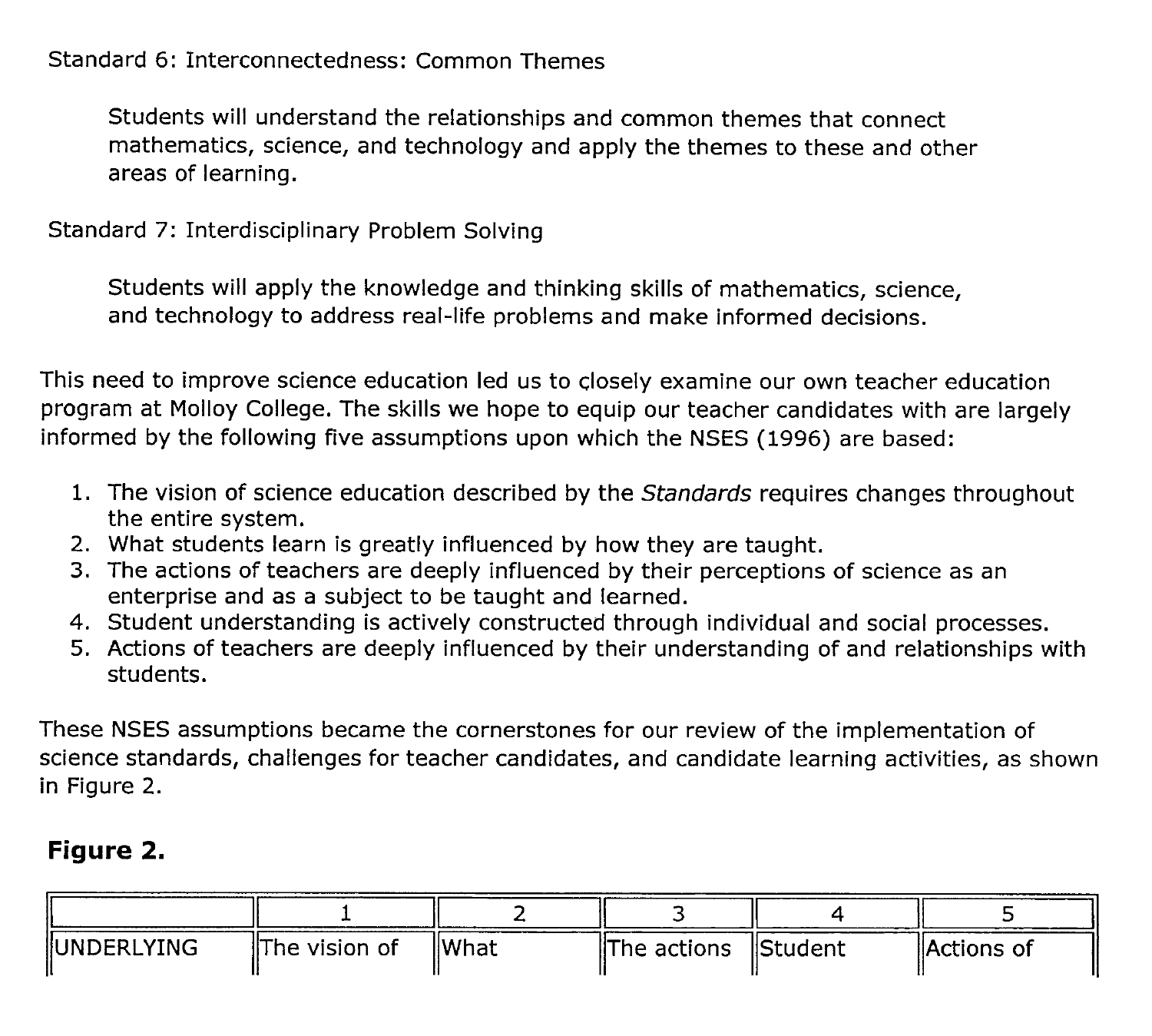Standard 6: Interconnectedness: Common Themes

> Students will understand the relationships and common themes that connect mathematics, science, and technology and apply the themes to these and other areas of learning.

Standard 7: Interdisciplinary Problem Solving

> Students will apply the knowledge and thinking skills of mathematics, science, and technology to address real-life problems and make informed decisions.

This need to improve science education led us to closely examine our own teacher education program at Molloy College. The skills we hope to equip our teacher candidates with are largely informed by the following five assumptions upon which the NSES (1996) are based:

1. The vision of science education described by the *Standards* requires changes throughout the entire system.
2. What students learn is greatly influenced by how they are taught.
3. The actions of teachers are deeply influenced by their perceptions of science as an enterprise and as a subject to be taught and learned.
4. Student understanding is actively constructed through individual and social processes.
5. Actions of teachers are deeply influenced by their understanding of and relationships with students.

These NSES assumptions became the cornerstones for our review of the implementation of science standards, challenges for teacher candidates, and candidate learning activities, as shown in Figure 2.

## Figure 2.

| | 1 | 2 | 3 | 4 | 5 |
|---|---|---|---|---|---|
| UNDERLYING | The vision of | What | The actions | Student | Actions of |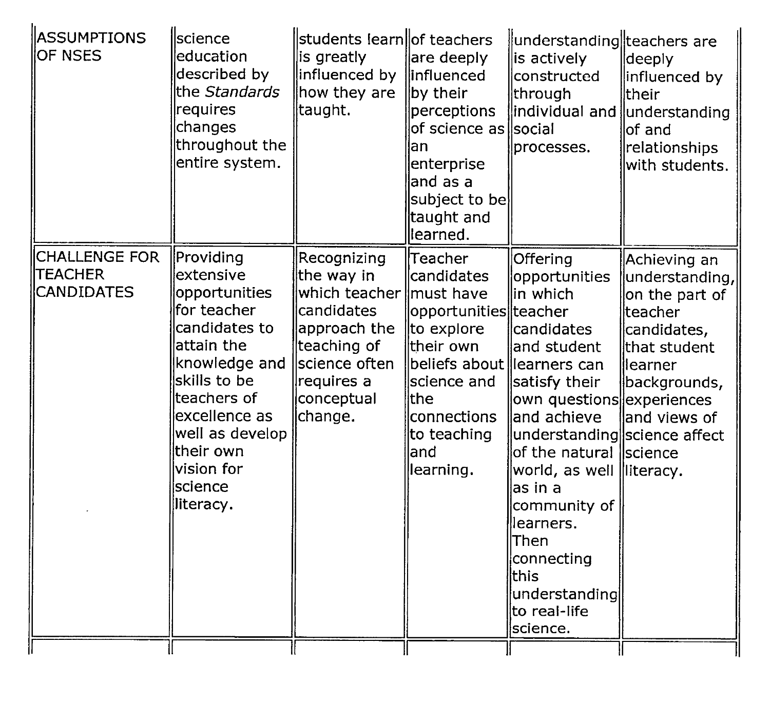| | | | | | |
|---|---|---|---|---|---|
| ASSUMPTIONS OF NSES | science education described by the *Standards* requires changes throughout the entire system. | students learn is greatly influenced by how they are taught. | of teachers are deeply influenced by their perceptions of science as an enterprise and as a subject to be taught and learned. | understanding is actively constructed through individual and social processes. | teachers are deeply influenced by their understanding of and relationships with students. |
| CHALLENGE FOR TEACHER CANDIDATES | Providing extensive opportunities for teacher candidates to attain the knowledge and skills to be teachers of excellence as well as develop their own vision for science literacy. | Recognizing the way in which teacher candidates approach the teaching of science often requires a conceptual change. | Teacher candidates must have opportunities to explore their own beliefs about science and the connections to teaching and learning. | Offering opportunities in which teacher candidates and student learners can satisfy their own questions and achieve understanding of the natural world, as well as in a community of learners. Then connecting this understanding to real-life science. | Achieving an understanding, on the part of teacher candidates, that student learner backgrounds, experiences and views of science affect science literacy. |
| | | | | | |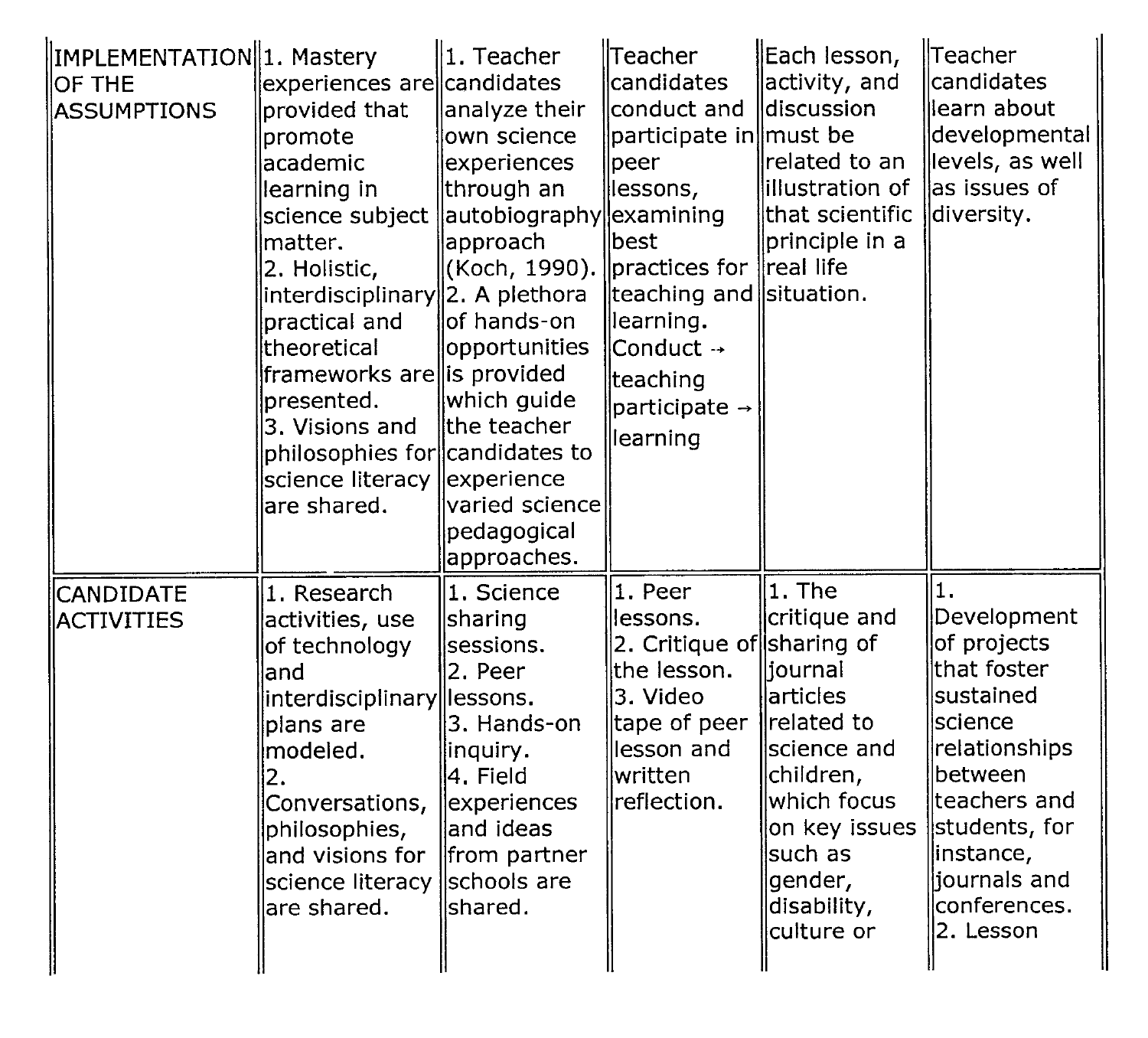| | | | | | |
|---|---|---|---|---|---|
| IMPLEMENTATION OF THE ASSUMPTIONS | 1. Mastery experiences are provided that promote academic learning in science subject matter.<br>2. Holistic, interdisciplinary practical and theoretical frameworks are presented.<br>3. Visions and philosophies for science literacy are shared. | 1. Teacher candidates analyze their own science experiences through an autobiography approach (Koch, 1990).<br>2. A plethora of hands-on opportunities is provided which guide the teacher candidates to experience varied science pedagogical approaches. | Teacher candidates conduct and participate in peer lessons, examining best practices for teaching and learning.<br>Conduct → teaching participate → learning | Each lesson, activity, and discussion must be related to an illustration of that scientific principle in a real life situation. | Teacher candidates learn about developmental levels, as well as issues of diversity. |
| CANDIDATE ACTIVITIES | 1. Research activities, use of technology and interdisciplinary plans are modeled.<br>2. Conversations, philosophies, and visions for science literacy are shared. | 1. Science sharing sessions.<br>2. Peer lessons.<br>3. Hands-on inquiry.<br>4. Field experiences and ideas from partner schools are shared. | 1. Peer lessons.<br>2. Critique of the lesson.<br>3. Video tape of peer lesson and written reflection. | 1. The critique and sharing of journal articles related to science and children, which focus on key issues such as gender, disability, culture or | 1. Development of projects that foster sustained science relationships between teachers and students, for instance, journals and conferences.<br>2. Lesson |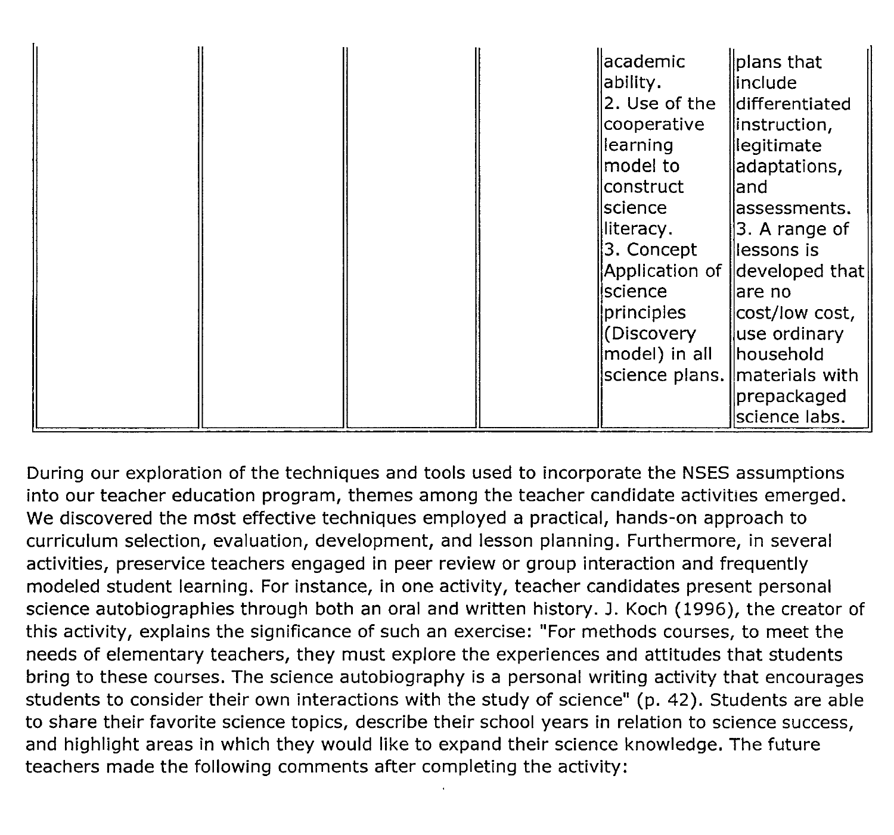| | | | | | |
|---|---|---|---|---|---|
| | | | | academic ability.<br>2. Use of the cooperative learning model to construct science literacy.<br>3. Concept Application of science principles (Discovery model) in all science plans. | plans that include differentiated instruction, legitimate adaptations, and assessments.<br>3. A range of lessons is developed that are no cost/low cost, use ordinary household materials with prepackaged science labs. |

During our exploration of the techniques and tools used to incorporate the NSES assumptions into our teacher education program, themes among the teacher candidate activities emerged. We discovered the most effective techniques employed a practical, hands-on approach to curriculum selection, evaluation, development, and lesson planning. Furthermore, in several activities, preservice teachers engaged in peer review or group interaction and frequently modeled student learning. For instance, in one activity, teacher candidates present personal science autobiographies through both an oral and written history. J. Koch (1996), the creator of this activity, explains the significance of such an exercise: "For methods courses, to meet the needs of elementary teachers, they must explore the experiences and attitudes that students bring to these courses. The science autobiography is a personal writing activity that encourages students to consider their own interactions with the study of science" (p. 42). Students are able to share their favorite science topics, describe their school years in relation to science success, and highlight areas in which they would like to expand their science knowledge. The future teachers made the following comments after completing the activity: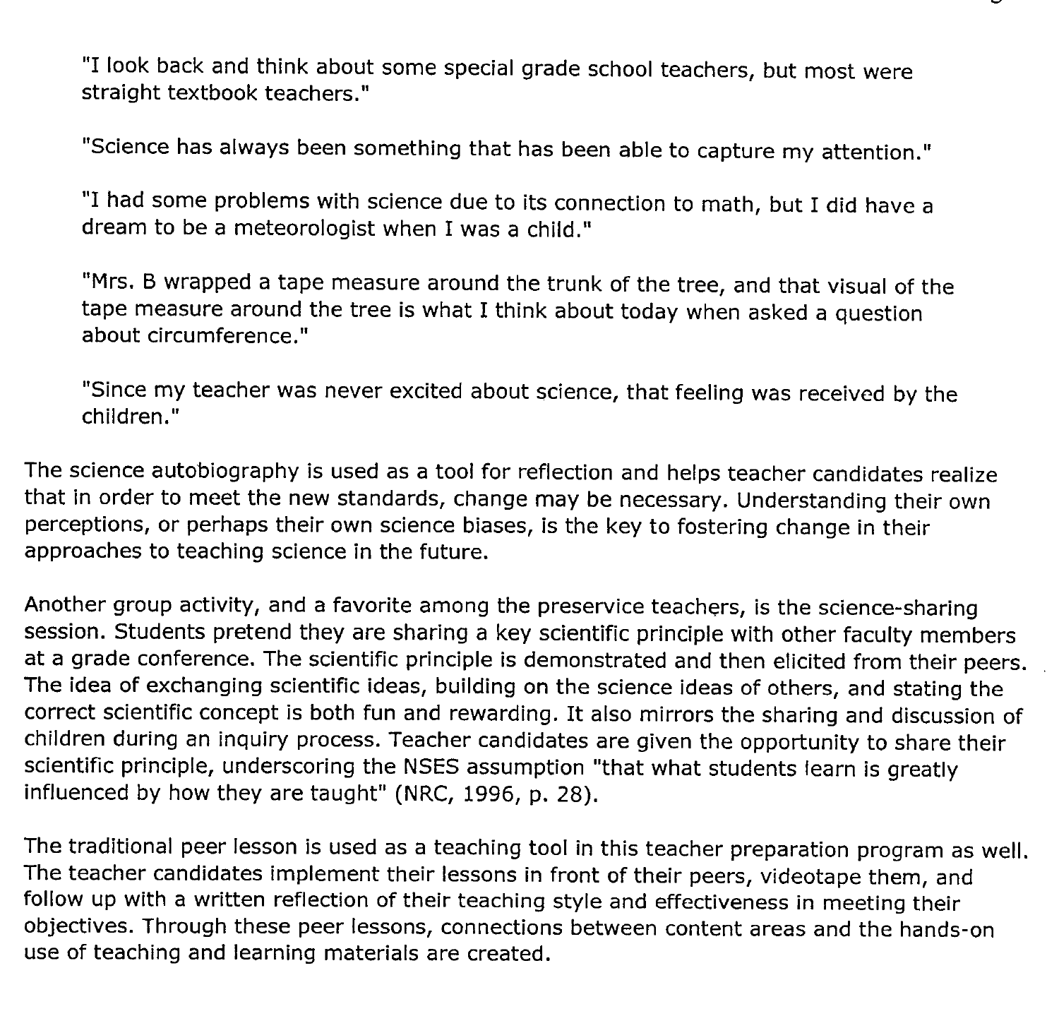> "I look back and think about some special grade school teachers, but most were straight textbook teachers."
>
> "Science has always been something that has been able to capture my attention."
>
> "I had some problems with science due to its connection to math, but I did have a dream to be a meteorologist when I was a child."
>
> "Mrs. B wrapped a tape measure around the trunk of the tree, and that visual of the tape measure around the tree is what I think about today when asked a question about circumference."
>
> "Since my teacher was never excited about science, that feeling was received by the children."

The science autobiography is used as a tool for reflection and helps teacher candidates realize that in order to meet the new standards, change may be necessary. Understanding their own perceptions, or perhaps their own science biases, is the key to fostering change in their approaches to teaching science in the future.

Another group activity, and a favorite among the preservice teachers, is the science-sharing session. Students pretend they are sharing a key scientific principle with other faculty members at a grade conference. The scientific principle is demonstrated and then elicited from their peers. The idea of exchanging scientific ideas, building on the science ideas of others, and stating the correct scientific concept is both fun and rewarding. It also mirrors the sharing and discussion of children during an inquiry process. Teacher candidates are given the opportunity to share their scientific principle, underscoring the NSES assumption "that what students learn is greatly influenced by how they are taught" (NRC, 1996, p. 28).

The traditional peer lesson is used as a teaching tool in this teacher preparation program as well. The teacher candidates implement their lessons in front of their peers, videotape them, and follow up with a written reflection of their teaching style and effectiveness in meeting their objectives. Through these peer lessons, connections between content areas and the hands-on use of teaching and learning materials are created.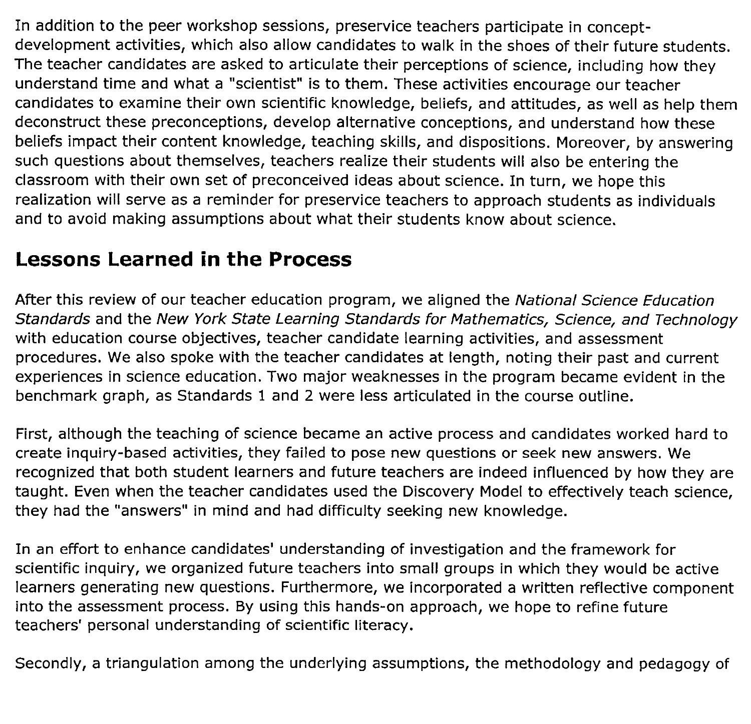In addition to the peer workshop sessions, preservice teachers participate in concept-development activities, which also allow candidates to walk in the shoes of their future students. The teacher candidates are asked to articulate their perceptions of science, including how they understand time and what a "scientist" is to them. These activities encourage our teacher candidates to examine their own scientific knowledge, beliefs, and attitudes, as well as help them deconstruct these preconceptions, develop alternative conceptions, and understand how these beliefs impact their content knowledge, teaching skills, and dispositions. Moreover, by answering such questions about themselves, teachers realize their students will also be entering the classroom with their own set of preconceived ideas about science. In turn, we hope this realization will serve as a reminder for preservice teachers to approach students as individuals and to avoid making assumptions about what their students know about science.

## Lessons Learned in the Process

After this review of our teacher education program, we aligned the *National Science Education Standards* and the *New York State Learning Standards for Mathematics, Science, and Technology* with education course objectives, teacher candidate learning activities, and assessment procedures. We also spoke with the teacher candidates at length, noting their past and current experiences in science education. Two major weaknesses in the program became evident in the benchmark graph, as Standards 1 and 2 were less articulated in the course outline.

First, although the teaching of science became an active process and candidates worked hard to create inquiry-based activities, they failed to pose new questions or seek new answers. We recognized that both student learners and future teachers are indeed influenced by how they are taught. Even when the teacher candidates used the Discovery Model to effectively teach science, they had the "answers" in mind and had difficulty seeking new knowledge.

In an effort to enhance candidates' understanding of investigation and the framework for scientific inquiry, we organized future teachers into small groups in which they would be active learners generating new questions. Furthermore, we incorporated a written reflective component into the assessment process. By using this hands-on approach, we hope to refine future teachers' personal understanding of scientific literacy.

Secondly, a triangulation among the underlying assumptions, the methodology and pedagogy of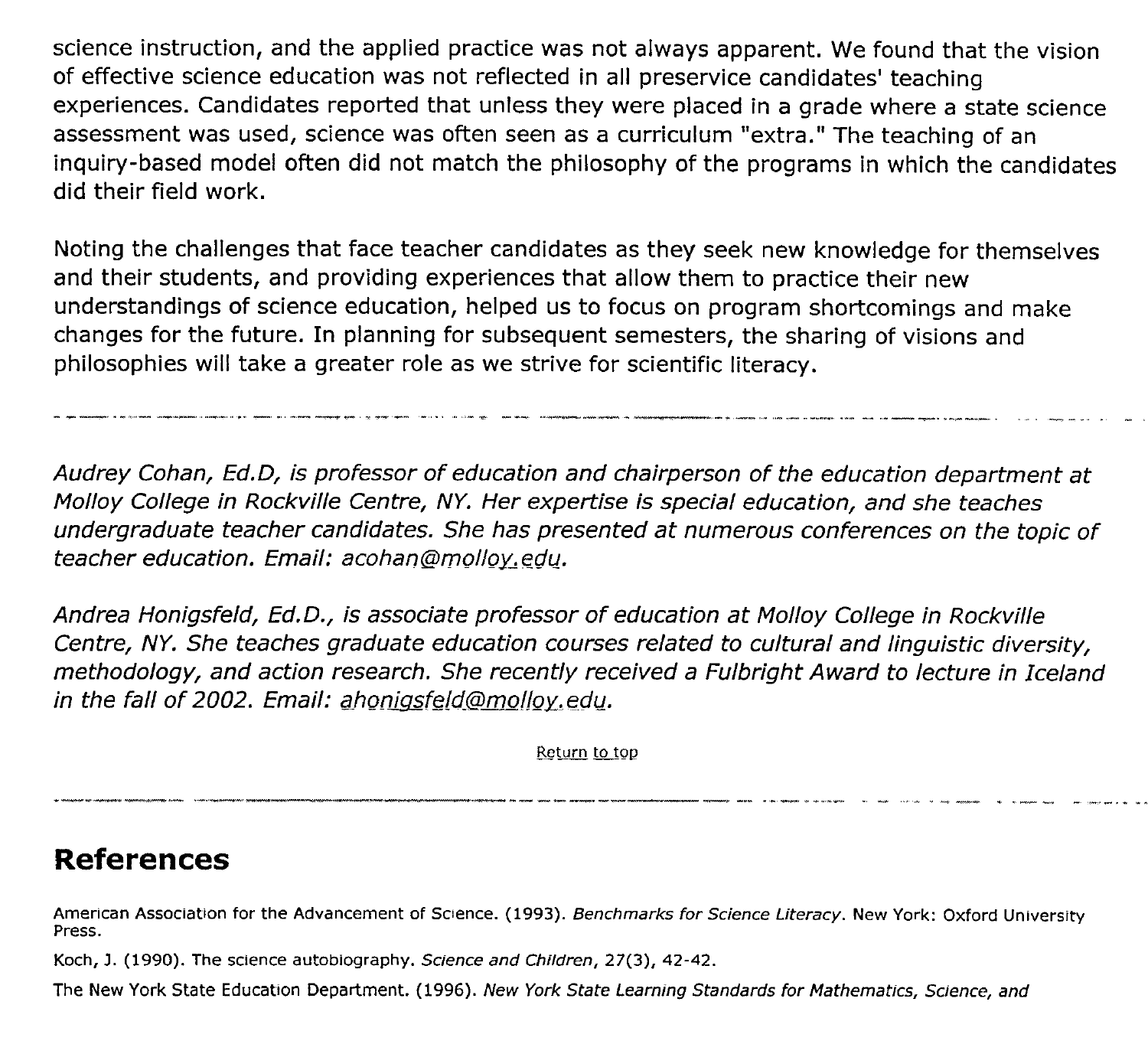science instruction, and the applied practice was not always apparent. We found that the vision of effective science education was not reflected in all preservice candidates' teaching experiences. Candidates reported that unless they were placed in a grade where a state science assessment was used, science was often seen as a curriculum "extra." The teaching of an inquiry-based model often did not match the philosophy of the programs in which the candidates did their field work.

Noting the challenges that face teacher candidates as they seek new knowledge for themselves and their students, and providing experiences that allow them to practice their new understandings of science education, helped us to focus on program shortcomings and make changes for the future. In planning for subsequent semesters, the sharing of visions and philosophies will take a greater role as we strive for scientific literacy.

---

*Audrey Cohan, Ed.D, is professor of education and chairperson of the education department at Molloy College in Rockville Centre, NY. Her expertise is special education, and she teaches undergraduate teacher candidates. She has presented at numerous conferences on the topic of teacher education. Email: acohan@molloy.edu.*

*Andrea Honigsfeld, Ed.D., is associate professor of education at Molloy College in Rockville Centre, NY. She teaches graduate education courses related to cultural and linguistic diversity, methodology, and action research. She recently received a Fulbright Award to lecture in Iceland in the fall of 2002. Email: ahonigsfeld@molloy.edu.*

Return to top

---

## References

American Association for the Advancement of Science. (1993). *Benchmarks for Science Literacy*. New York: Oxford University Press.

Koch, J. (1990). The science autobiography. *Science and Children*, 27(3), 42-42.

The New York State Education Department. (1996). *New York State Learning Standards for Mathematics, Science, and*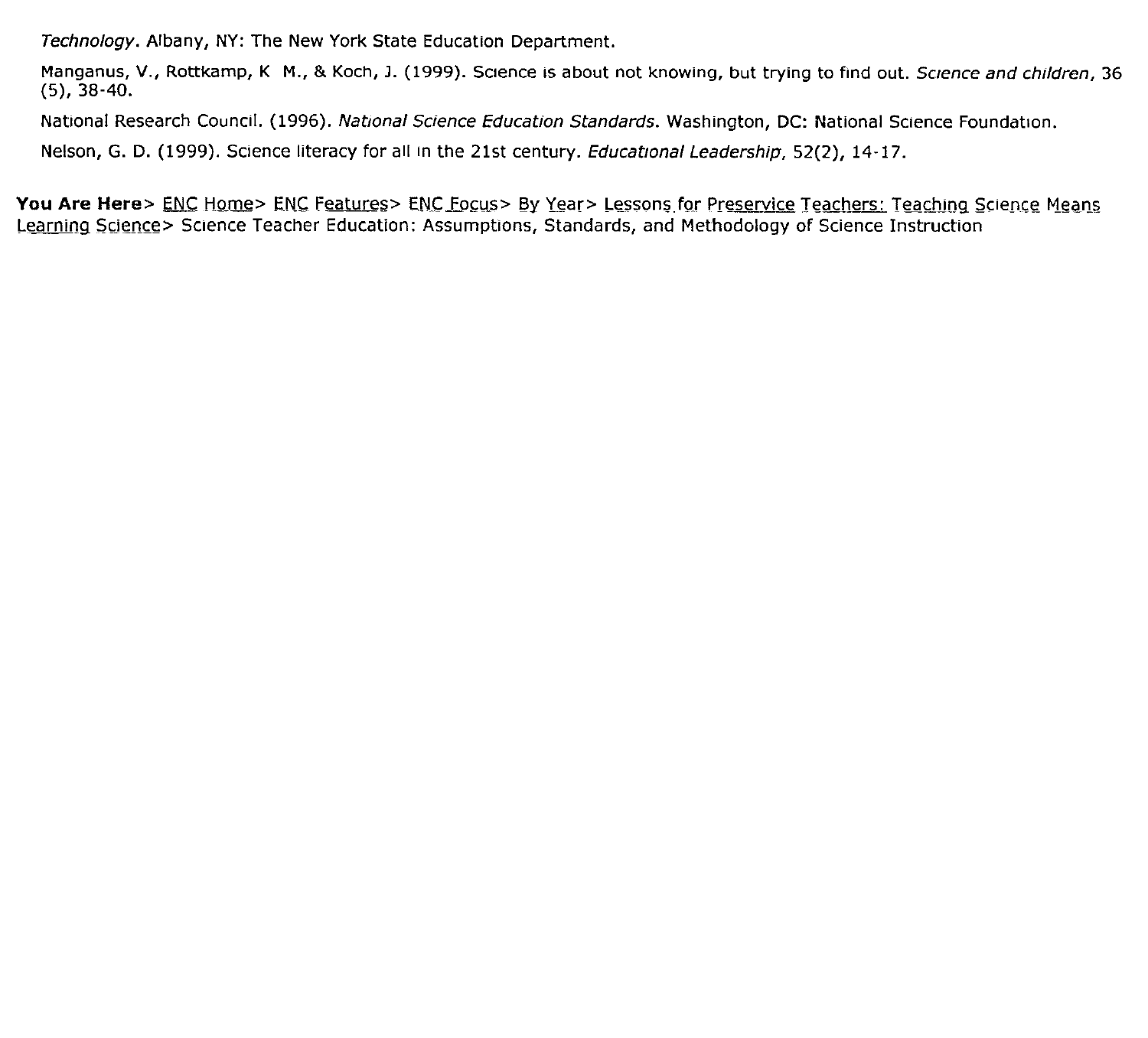*Technology*. Albany, NY: The New York State Education Department.

Manganus, V., Rottkamp, K M., & Koch, J. (1999). Science is about not knowing, but trying to find out. *Science and children*, 36 (5), 38-40.

National Research Council. (1996). *National Science Education Standards*. Washington, DC: National Science Foundation.

Nelson, G. D. (1999). Science literacy for all in the 21st century. *Educational Leadership*, 52(2), 14-17.

**You Are Here**> ENC Home> ENC Features> ENC Focus> By Year> Lessons for Preservice Teachers: Teaching Science Means Learning Science> Science Teacher Education: Assumptions, Standards, and Methodology of Science Instruction